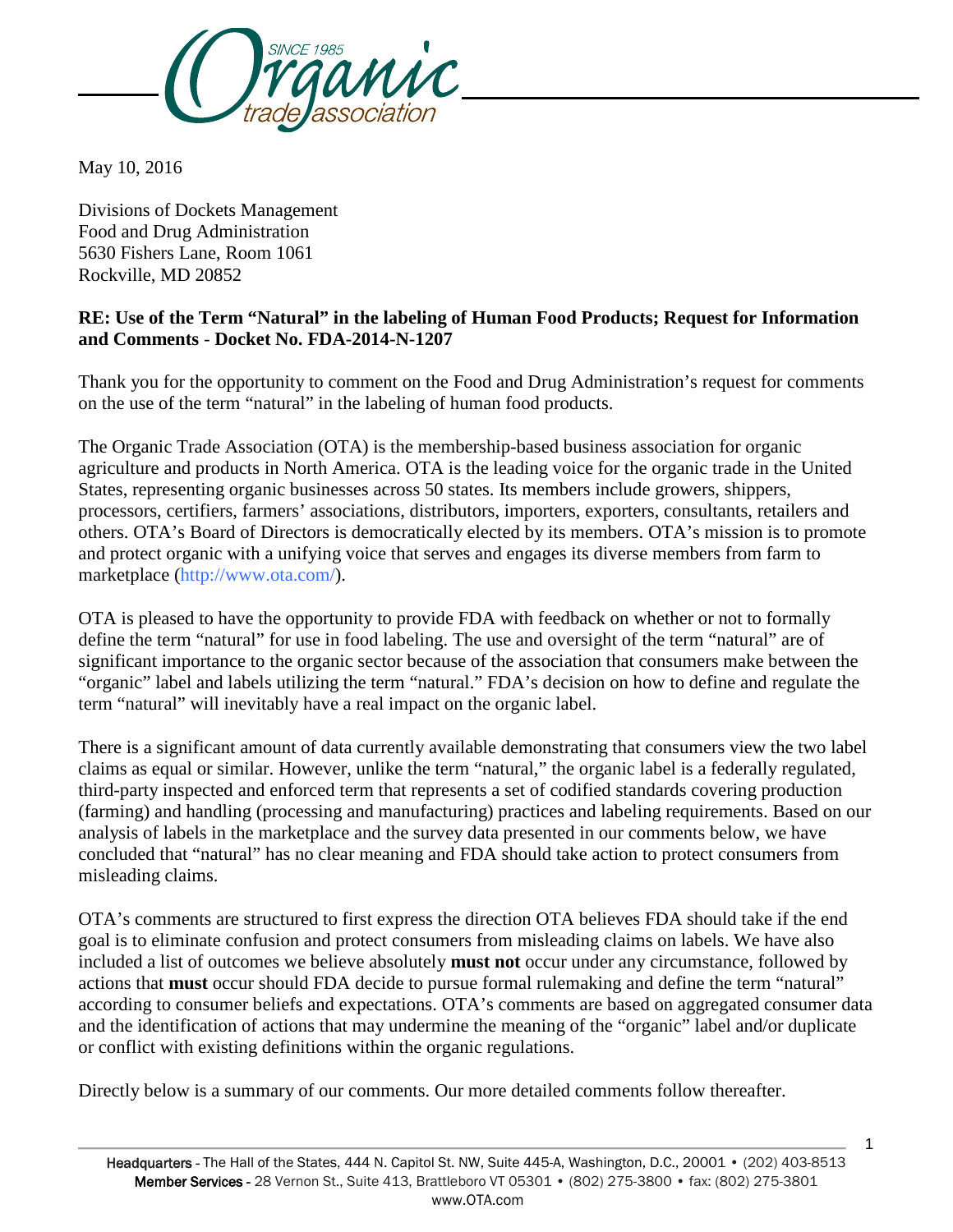May 10, 2016

Divisions of Dockets Management
Food and Drug Administration
5630 Fishers Lane, Room 1061
Rockville, MD 20852

**RE: Use of the Term "Natural" in the labeling of Human Food Products; Request for Information and Comments - Docket No. FDA-2014-N-1207**

Thank you for the opportunity to comment on the Food and Drug Administration's request for comments on the use of the term "natural" in the labeling of human food products.

The Organic Trade Association (OTA) is the membership-based business association for organic agriculture and products in North America. OTA is the leading voice for the organic trade in the United States, representing organic businesses across 50 states. Its members include growers, shippers, processors, certifiers, farmers' associations, distributors, importers, exporters, consultants, retailers and others. OTA's Board of Directors is democratically elected by its members. OTA's mission is to promote and protect organic with a unifying voice that serves and engages its diverse members from farm to marketplace (http://www.ota.com/).

OTA is pleased to have the opportunity to provide FDA with feedback on whether or not to formally define the term "natural" for use in food labeling. The use and oversight of the term "natural" are of significant importance to the organic sector because of the association that consumers make between the "organic" label and labels utilizing the term "natural." FDA's decision on how to define and regulate the term "natural" will inevitably have a real impact on the organic label.

There is a significant amount of data currently available demonstrating that consumers view the two label claims as equal or similar. However, unlike the term "natural," the organic label is a federally regulated, third-party inspected and enforced term that represents a set of codified standards covering production (farming) and handling (processing and manufacturing) practices and labeling requirements. Based on our analysis of labels in the marketplace and the survey data presented in our comments below, we have concluded that "natural" has no clear meaning and FDA should take action to protect consumers from misleading claims.

OTA's comments are structured to first express the direction OTA believes FDA should take if the end goal is to eliminate confusion and protect consumers from misleading claims on labels. We have also included a list of outcomes we believe absolutely **must not** occur under any circumstance, followed by actions that **must** occur should FDA decide to pursue formal rulemaking and define the term "natural" according to consumer beliefs and expectations. OTA's comments are based on aggregated consumer data and the identification of actions that may undermine the meaning of the "organic" label and/or duplicate or conflict with existing definitions within the organic regulations.

Directly below is a summary of our comments. Our more detailed comments follow thereafter.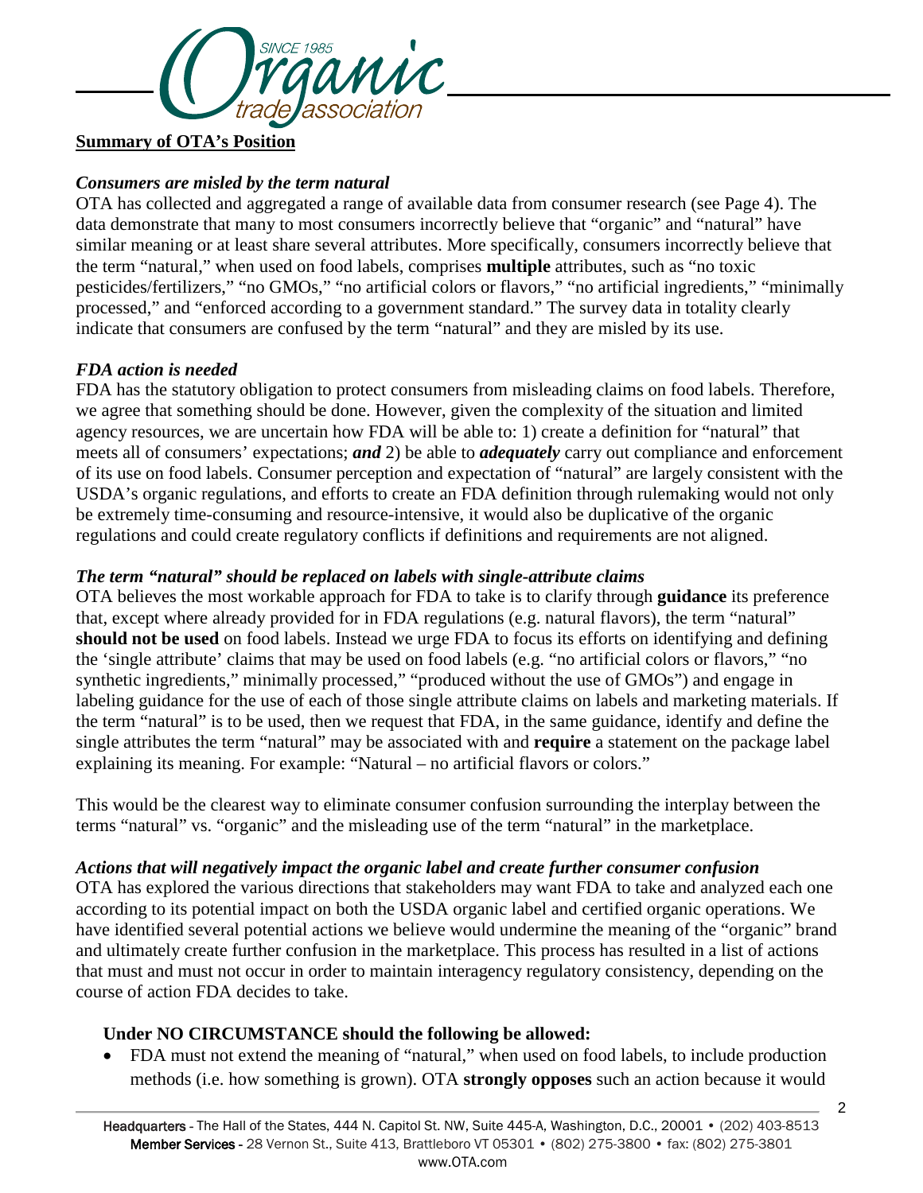**Summary of OTA's Position**

***Consumers are misled by the term natural***

OTA has collected and aggregated a range of available data from consumer research (see Page 4). The data demonstrate that many to most consumers incorrectly believe that "organic" and "natural" have similar meaning or at least share several attributes. More specifically, consumers incorrectly believe that the term "natural," when used on food labels, comprises **multiple** attributes, such as "no toxic pesticides/fertilizers," "no GMOs," "no artificial colors or flavors," "no artificial ingredients," "minimally processed," and "enforced according to a government standard." The survey data in totality clearly indicate that consumers are confused by the term "natural" and they are misled by its use.

***FDA action is needed***

FDA has the statutory obligation to protect consumers from misleading claims on food labels. Therefore, we agree that something should be done. However, given the complexity of the situation and limited agency resources, we are uncertain how FDA will be able to: 1) create a definition for "natural" that meets all of consumers' expectations; ***and*** 2) be able to ***adequately*** carry out compliance and enforcement of its use on food labels. Consumer perception and expectation of "natural" are largely consistent with the USDA's organic regulations, and efforts to create an FDA definition through rulemaking would not only be extremely time-consuming and resource-intensive, it would also be duplicative of the organic regulations and could create regulatory conflicts if definitions and requirements are not aligned.

***The term "natural" should be replaced on labels with single-attribute claims***

OTA believes the most workable approach for FDA to take is to clarify through **guidance** its preference that, except where already provided for in FDA regulations (e.g. natural flavors), the term "natural" **should not be used** on food labels. Instead we urge FDA to focus its efforts on identifying and defining the 'single attribute' claims that may be used on food labels (e.g. "no artificial colors or flavors," "no synthetic ingredients," minimally processed," "produced without the use of GMOs") and engage in labeling guidance for the use of each of those single attribute claims on labels and marketing materials. If the term "natural" is to be used, then we request that FDA, in the same guidance, identify and define the single attributes the term "natural" may be associated with and **require** a statement on the package label explaining its meaning. For example: "Natural – no artificial flavors or colors."

This would be the clearest way to eliminate consumer confusion surrounding the interplay between the terms "natural" vs. "organic" and the misleading use of the term "natural" in the marketplace.

***Actions that will negatively impact the organic label and create further consumer confusion***

OTA has explored the various directions that stakeholders may want FDA to take and analyzed each one according to its potential impact on both the USDA organic label and certified organic operations. We have identified several potential actions we believe would undermine the meaning of the "organic" brand and ultimately create further confusion in the marketplace. This process has resulted in a list of actions that must and must not occur in order to maintain interagency regulatory consistency, depending on the course of action FDA decides to take.

**Under NO CIRCUMSTANCE should the following be allowed:**

- FDA must not extend the meaning of "natural," when used on food labels, to include production methods (i.e. how something is grown). OTA **strongly opposes** such an action because it would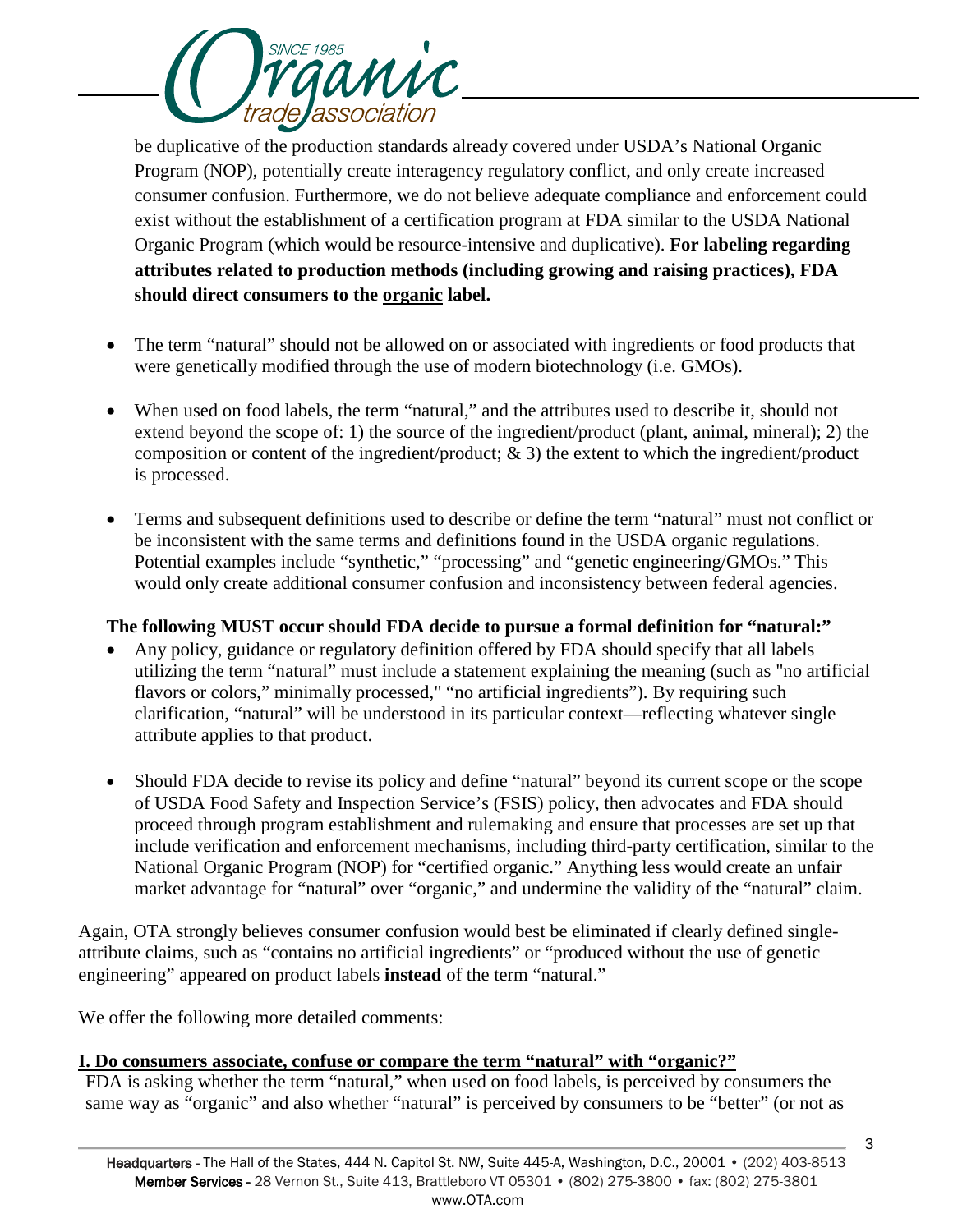be duplicative of the production standards already covered under USDA's National Organic Program (NOP), potentially create interagency regulatory conflict, and only create increased consumer confusion. Furthermore, we do not believe adequate compliance and enforcement could exist without the establishment of a certification program at FDA similar to the USDA National Organic Program (which would be resource-intensive and duplicative). **For labeling regarding attributes related to production methods (including growing and raising practices), FDA should direct consumers to the <u>organic</u> label.**

- The term "natural" should not be allowed on or associated with ingredients or food products that were genetically modified through the use of modern biotechnology (i.e. GMOs).

- When used on food labels, the term "natural," and the attributes used to describe it, should not extend beyond the scope of: 1) the source of the ingredient/product (plant, animal, mineral); 2) the composition or content of the ingredient/product; & 3) the extent to which the ingredient/product is processed.

- Terms and subsequent definitions used to describe or define the term "natural" must not conflict or be inconsistent with the same terms and definitions found in the USDA organic regulations. Potential examples include "synthetic," "processing" and "genetic engineering/GMOs." This would only create additional consumer confusion and inconsistency between federal agencies.

**The following MUST occur should FDA decide to pursue a formal definition for "natural:"**

- Any policy, guidance or regulatory definition offered by FDA should specify that all labels utilizing the term "natural" must include a statement explaining the meaning (such as "no artificial flavors or colors," minimally processed," "no artificial ingredients"). By requiring such clarification, "natural" will be understood in its particular context—reflecting whatever single attribute applies to that product.

- Should FDA decide to revise its policy and define "natural" beyond its current scope or the scope of USDA Food Safety and Inspection Service's (FSIS) policy, then advocates and FDA should proceed through program establishment and rulemaking and ensure that processes are set up that include verification and enforcement mechanisms, including third-party certification, similar to the National Organic Program (NOP) for "certified organic." Anything less would create an unfair market advantage for "natural" over "organic," and undermine the validity of the "natural" claim.

Again, OTA strongly believes consumer confusion would best be eliminated if clearly defined single-attribute claims, such as "contains no artificial ingredients" or "produced without the use of genetic engineering" appeared on product labels **instead** of the term "natural."

We offer the following more detailed comments:

## <u>I. Do consumers associate, confuse or compare the term "natural" with "organic?"</u>

FDA is asking whether the term "natural," when used on food labels, is perceived by consumers the same way as "organic" and also whether "natural" is perceived by consumers to be "better" (or not as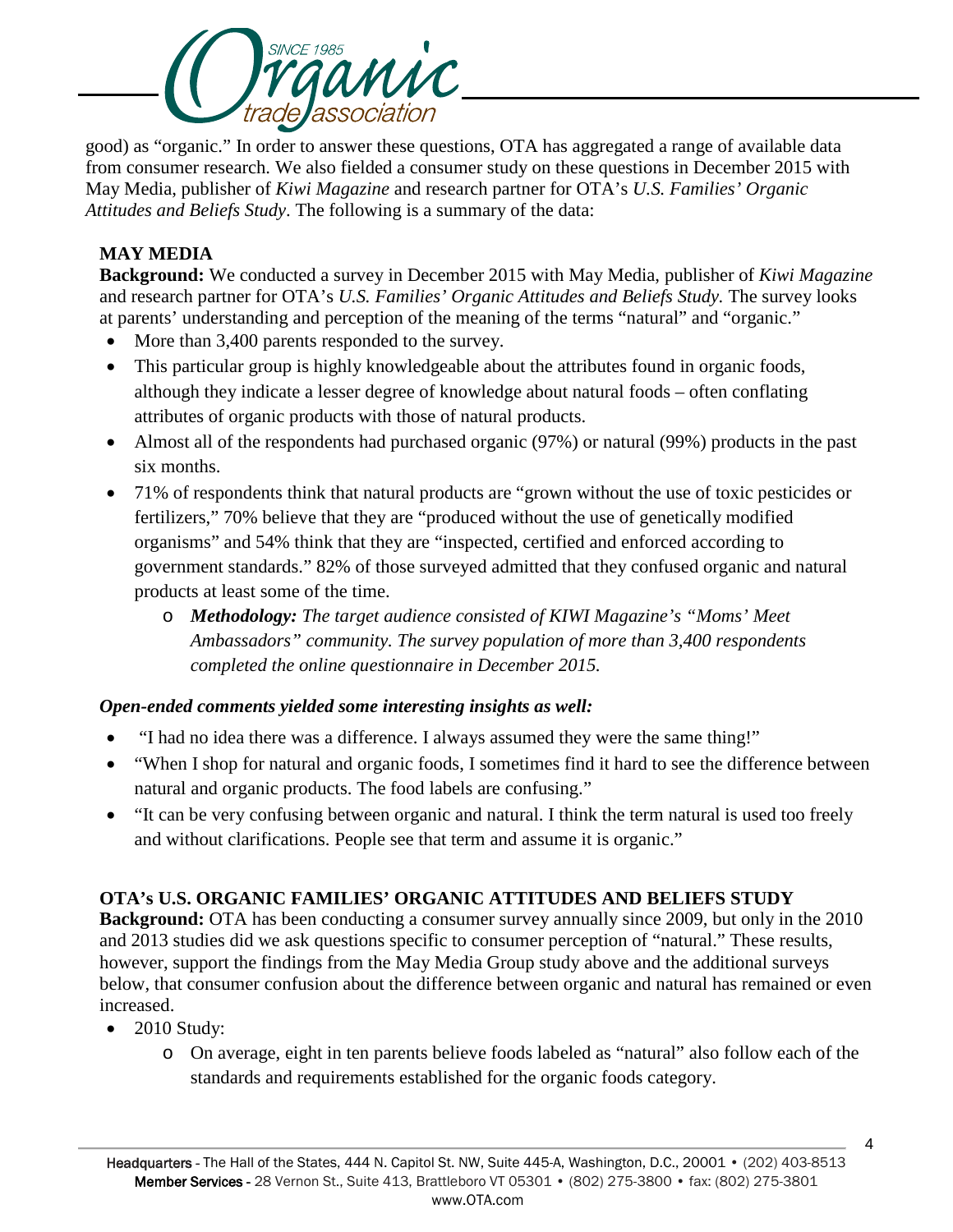good) as "organic." In order to answer these questions, OTA has aggregated a range of available data from consumer research. We also fielded a consumer study on these questions in December 2015 with May Media, publisher of *Kiwi Magazine* and research partner for OTA's *U.S. Families' Organic Attitudes and Beliefs Study*. The following is a summary of the data:

**MAY MEDIA**

**Background:** We conducted a survey in December 2015 with May Media, publisher of *Kiwi Magazine* and research partner for OTA's *U.S. Families' Organic Attitudes and Beliefs Study.* The survey looks at parents' understanding and perception of the meaning of the terms "natural" and "organic."

- More than 3,400 parents responded to the survey.
- This particular group is highly knowledgeable about the attributes found in organic foods, although they indicate a lesser degree of knowledge about natural foods – often conflating attributes of organic products with those of natural products.
- Almost all of the respondents had purchased organic (97%) or natural (99%) products in the past six months.
- 71% of respondents think that natural products are "grown without the use of toxic pesticides or fertilizers," 70% believe that they are "produced without the use of genetically modified organisms" and 54% think that they are "inspected, certified and enforced according to government standards." 82% of those surveyed admitted that they confused organic and natural products at least some of the time.
    - ***Methodology:*** *The target audience consisted of KIWI Magazine's "Moms' Meet Ambassadors" community. The survey population of more than 3,400 respondents completed the online questionnaire in December 2015.*

***Open-ended comments yielded some interesting insights as well:***

- "I had no idea there was a difference. I always assumed they were the same thing!"
- "When I shop for natural and organic foods, I sometimes find it hard to see the difference between natural and organic products. The food labels are confusing."
- "It can be very confusing between organic and natural. I think the term natural is used too freely and without clarifications. People see that term and assume it is organic."

**OTA's U.S. ORGANIC FAMILIES' ORGANIC ATTITUDES AND BELIEFS STUDY**

**Background:** OTA has been conducting a consumer survey annually since 2009, but only in the 2010 and 2013 studies did we ask questions specific to consumer perception of "natural." These results, however, support the findings from the May Media Group study above and the additional surveys below, that consumer confusion about the difference between organic and natural has remained or even increased.

- 2010 Study:
    - On average, eight in ten parents believe foods labeled as "natural" also follow each of the standards and requirements established for the organic foods category.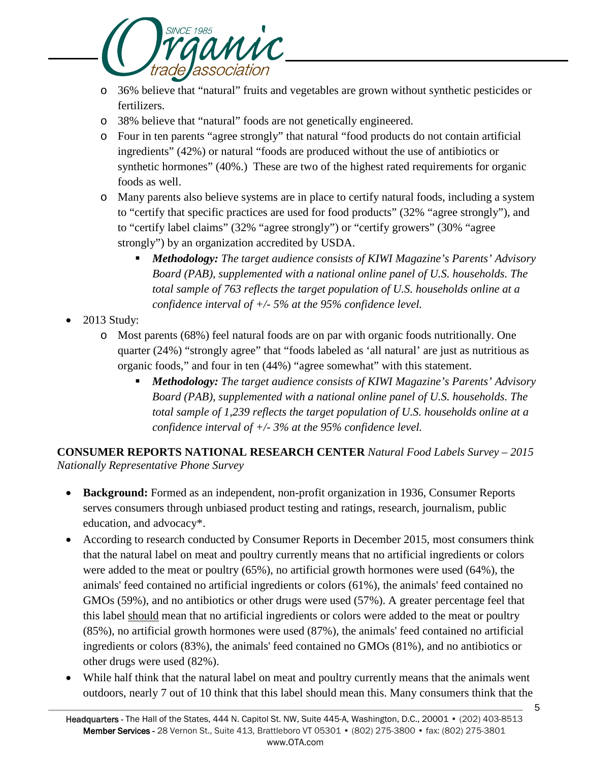- 36% believe that “natural” fruits and vegetables are grown without synthetic pesticides or fertilizers.
- 38% believe that “natural” foods are not genetically engineered.
- Four in ten parents “agree strongly” that natural “food products do not contain artificial ingredients” (42%) or natural “foods are produced without the use of antibiotics or synthetic hormones” (40%.) These are two of the highest rated requirements for organic foods as well.
- Many parents also believe systems are in place to certify natural foods, including a system to “certify that specific practices are used for food products” (32% “agree strongly”), and to “certify label claims” (32% “agree strongly”) or “certify growers” (30% “agree strongly”) by an organization accredited by USDA.
  - ***Methodology:*** *The target audience consists of KIWI Magazine’s Parents’ Advisory Board (PAB), supplemented with a national online panel of U.S. households. The total sample of 763 reflects the target population of U.S. households online at a confidence interval of +/- 5% at the 95% confidence level.*

- 2013 Study:
  - Most parents (68%) feel natural foods are on par with organic foods nutritionally. One quarter (24%) “strongly agree” that “foods labeled as ‘all natural’ are just as nutritious as organic foods,” and four in ten (44%) “agree somewhat” with this statement.
    - ***Methodology:*** *The target audience consists of KIWI Magazine’s Parents’ Advisory Board (PAB), supplemented with a national online panel of U.S. households. The total sample of 1,239 reflects the target population of U.S. households online at a confidence interval of +/- 3% at the 95% confidence level.*

**CONSUMER REPORTS NATIONAL RESEARCH CENTER** *Natural Food Labels Survey – 2015 Nationally Representative Phone Survey*

- **Background:** Formed as an independent, non-profit organization in 1936, Consumer Reports serves consumers through unbiased product testing and ratings, research, journalism, public education, and advocacy*.
- According to research conducted by Consumer Reports in December 2015, most consumers think that the natural label on meat and poultry currently means that no artificial ingredients or colors were added to the meat or poultry (65%), no artificial growth hormones were used (64%), the animals' feed contained no artificial ingredients or colors (61%), the animals' feed contained no GMOs (59%), and no antibiotics or other drugs were used (57%). A greater percentage feel that this label <u>should</u> mean that no artificial ingredients or colors were added to the meat or poultry (85%), no artificial growth hormones were used (87%), the animals' feed contained no artificial ingredients or colors (83%), the animals' feed contained no GMOs (81%), and no antibiotics or other drugs were used (82%).
- While half think that the natural label on meat and poultry currently means that the animals went outdoors, nearly 7 out of 10 think that this label should mean this. Many consumers think that the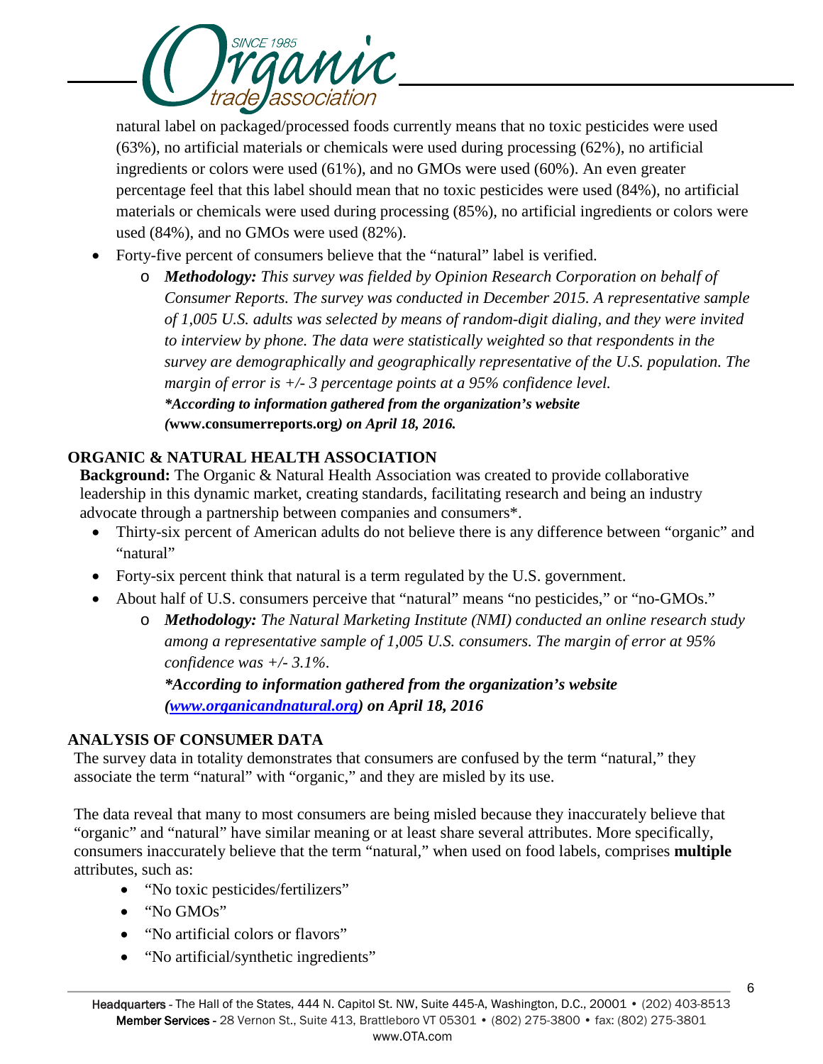natural label on packaged/processed foods currently means that no toxic pesticides were used (63%), no artificial materials or chemicals were used during processing (62%), no artificial ingredients or colors were used (61%), and no GMOs were used (60%). An even greater percentage feel that this label should mean that no toxic pesticides were used (84%), no artificial materials or chemicals were used during processing (85%), no artificial ingredients or colors were used (84%), and no GMOs were used (82%).

- Forty-five percent of consumers believe that the "natural" label is verified.
  - ***Methodology:*** *This survey was fielded by Opinion Research Corporation on behalf of Consumer Reports. The survey was conducted in December 2015. A representative sample of 1,005 U.S. adults was selected by means of random-digit dialing, and they were invited to interview by phone. The data were statistically weighted so that respondents in the survey are demographically and geographically representative of the U.S. population. The margin of error is +/- 3 percentage points at a 95% confidence level.*
    ***\*According to information gathered from the organization's website (*****www.consumerreports.org*****) on April 18, 2016.***

## ORGANIC & NATURAL HEALTH ASSOCIATION

**Background:** The Organic & Natural Health Association was created to provide collaborative leadership in this dynamic market, creating standards, facilitating research and being an industry advocate through a partnership between companies and consumers*.

- Thirty-six percent of American adults do not believe there is any difference between "organic" and "natural"
- Forty-six percent think that natural is a term regulated by the U.S. government.
- About half of U.S. consumers perceive that "natural" means "no pesticides," or "no-GMOs."
  - ***Methodology:*** *The Natural Marketing Institute (NMI) conducted an online research study among a representative sample of 1,005 U.S. consumers. The margin of error at 95% confidence was +/- 3.1%.*

    ***\*According to information gathered from the organization's website ([www.organicandnatural.org](www.organicandnatural.org)) on April 18, 2016***

## ANALYSIS OF CONSUMER DATA

The survey data in totality demonstrates that consumers are confused by the term "natural," they associate the term "natural" with "organic," and they are misled by its use.

The data reveal that many to most consumers are being misled because they inaccurately believe that "organic" and "natural" have similar meaning or at least share several attributes. More specifically, consumers inaccurately believe that the term "natural," when used on food labels, comprises **multiple** attributes, such as:

- "No toxic pesticides/fertilizers"
- "No GMOs"
- "No artificial colors or flavors"
- "No artificial/synthetic ingredients"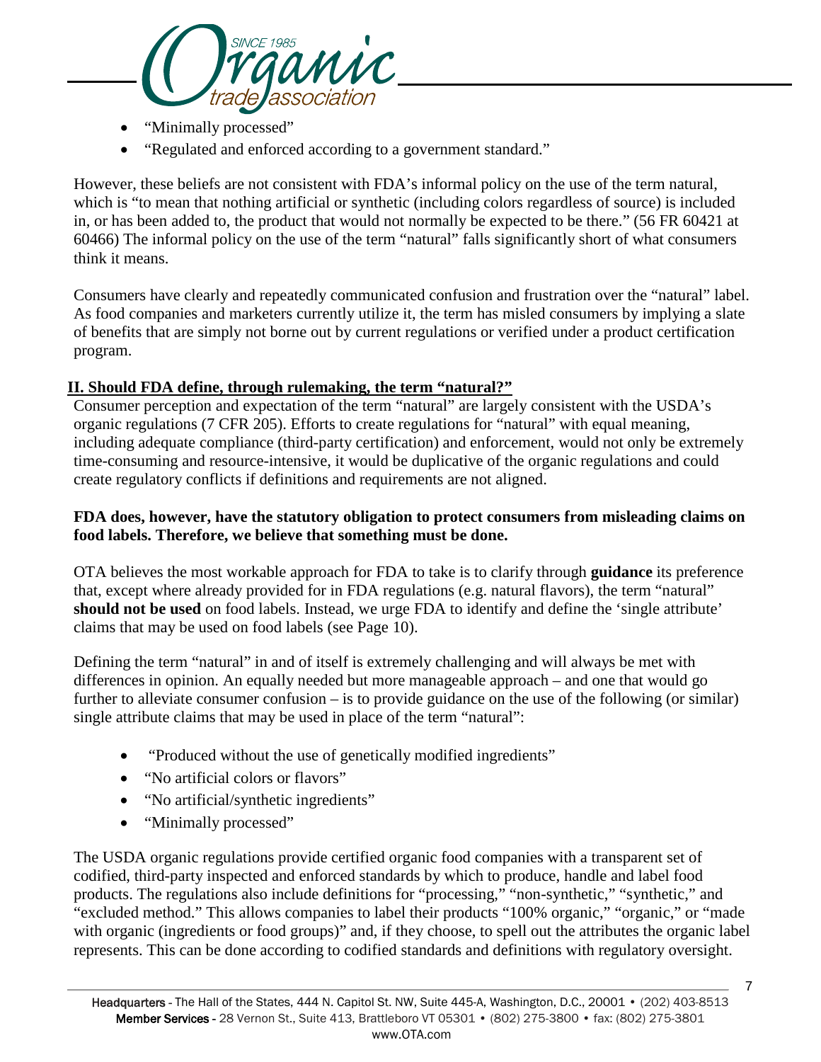- "Minimally processed"
- "Regulated and enforced according to a government standard."

However, these beliefs are not consistent with FDA's informal policy on the use of the term natural, which is "to mean that nothing artificial or synthetic (including colors regardless of source) is included in, or has been added to, the product that would not normally be expected to be there." (56 FR 60421 at 60466) The informal policy on the use of the term "natural" falls significantly short of what consumers think it means.

Consumers have clearly and repeatedly communicated confusion and frustration over the "natural" label. As food companies and marketers currently utilize it, the term has misled consumers by implying a slate of benefits that are simply not borne out by current regulations or verified under a product certification program.

## II. Should FDA define, through rulemaking, the term "natural?"

Consumer perception and expectation of the term "natural" are largely consistent with the USDA's organic regulations (7 CFR 205). Efforts to create regulations for "natural" with equal meaning, including adequate compliance (third-party certification) and enforcement, would not only be extremely time-consuming and resource-intensive, it would be duplicative of the organic regulations and could create regulatory conflicts if definitions and requirements are not aligned.

**FDA does, however, have the statutory obligation to protect consumers from misleading claims on food labels. Therefore, we believe that something must be done.**

OTA believes the most workable approach for FDA to take is to clarify through **guidance** its preference that, except where already provided for in FDA regulations (e.g. natural flavors), the term "natural" **should not be used** on food labels. Instead, we urge FDA to identify and define the 'single attribute' claims that may be used on food labels (see Page 10).

Defining the term "natural" in and of itself is extremely challenging and will always be met with differences in opinion. An equally needed but more manageable approach – and one that would go further to alleviate consumer confusion – is to provide guidance on the use of the following (or similar) single attribute claims that may be used in place of the term "natural":

- "Produced without the use of genetically modified ingredients"
- "No artificial colors or flavors"
- "No artificial/synthetic ingredients"
- "Minimally processed"

The USDA organic regulations provide certified organic food companies with a transparent set of codified, third-party inspected and enforced standards by which to produce, handle and label food products. The regulations also include definitions for "processing," "non-synthetic," "synthetic," and "excluded method." This allows companies to label their products "100% organic," "organic," or "made with organic (ingredients or food groups)" and, if they choose, to spell out the attributes the organic label represents. This can be done according to codified standards and definitions with regulatory oversight.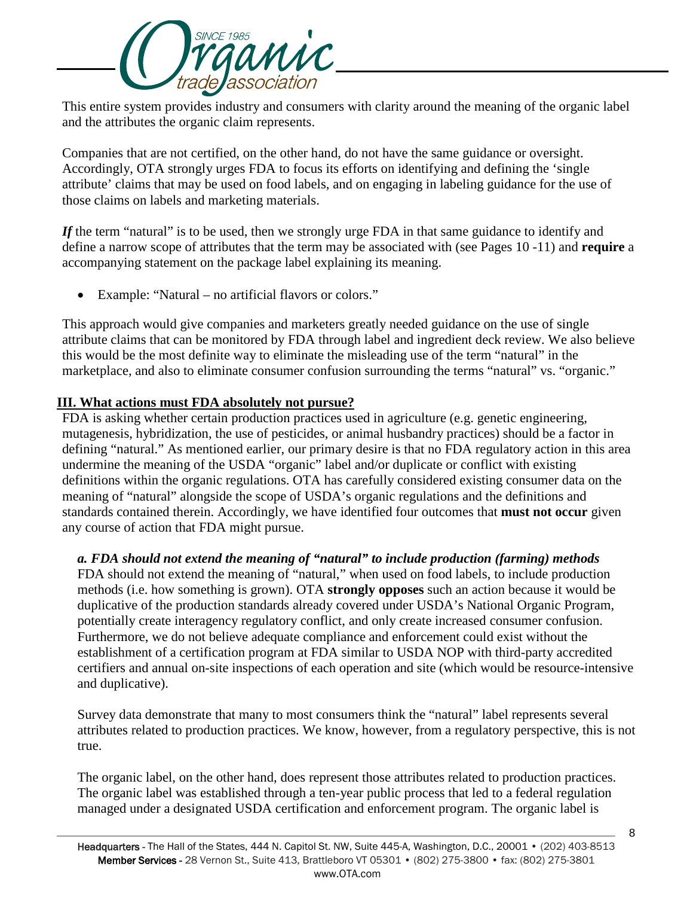This entire system provides industry and consumers with clarity around the meaning of the organic label and the attributes the organic claim represents.

Companies that are not certified, on the other hand, do not have the same guidance or oversight. Accordingly, OTA strongly urges FDA to focus its efforts on identifying and defining the 'single attribute' claims that may be used on food labels, and on engaging in labeling guidance for the use of those claims on labels and marketing materials.

***If*** the term "natural" is to be used, then we strongly urge FDA in that same guidance to identify and define a narrow scope of attributes that the term may be associated with (see Pages 10 -11) and **require** a accompanying statement on the package label explaining its meaning.

- Example: "Natural – no artificial flavors or colors."

This approach would give companies and marketers greatly needed guidance on the use of single attribute claims that can be monitored by FDA through label and ingredient deck review. We also believe this would be the most definite way to eliminate the misleading use of the term "natural" in the marketplace, and also to eliminate consumer confusion surrounding the terms "natural" vs. "organic."

## III. What actions must FDA absolutely not pursue?

FDA is asking whether certain production practices used in agriculture (e.g. genetic engineering, mutagenesis, hybridization, the use of pesticides, or animal husbandry practices) should be a factor in defining "natural." As mentioned earlier, our primary desire is that no FDA regulatory action in this area undermine the meaning of the USDA "organic" label and/or duplicate or conflict with existing definitions within the organic regulations. OTA has carefully considered existing consumer data on the meaning of "natural" alongside the scope of USDA's organic regulations and the definitions and standards contained therein. Accordingly, we have identified four outcomes that **must not occur** given any course of action that FDA might pursue.

### *a. FDA should not extend the meaning of "natural" to include production (farming) methods*

FDA should not extend the meaning of "natural," when used on food labels, to include production methods (i.e. how something is grown). OTA **strongly opposes** such an action because it would be duplicative of the production standards already covered under USDA's National Organic Program, potentially create interagency regulatory conflict, and only create increased consumer confusion. Furthermore, we do not believe adequate compliance and enforcement could exist without the establishment of a certification program at FDA similar to USDA NOP with third-party accredited certifiers and annual on-site inspections of each operation and site (which would be resource-intensive and duplicative).

Survey data demonstrate that many to most consumers think the "natural" label represents several attributes related to production practices. We know, however, from a regulatory perspective, this is not true.

The organic label, on the other hand, does represent those attributes related to production practices. The organic label was established through a ten-year public process that led to a federal regulation managed under a designated USDA certification and enforcement program. The organic label is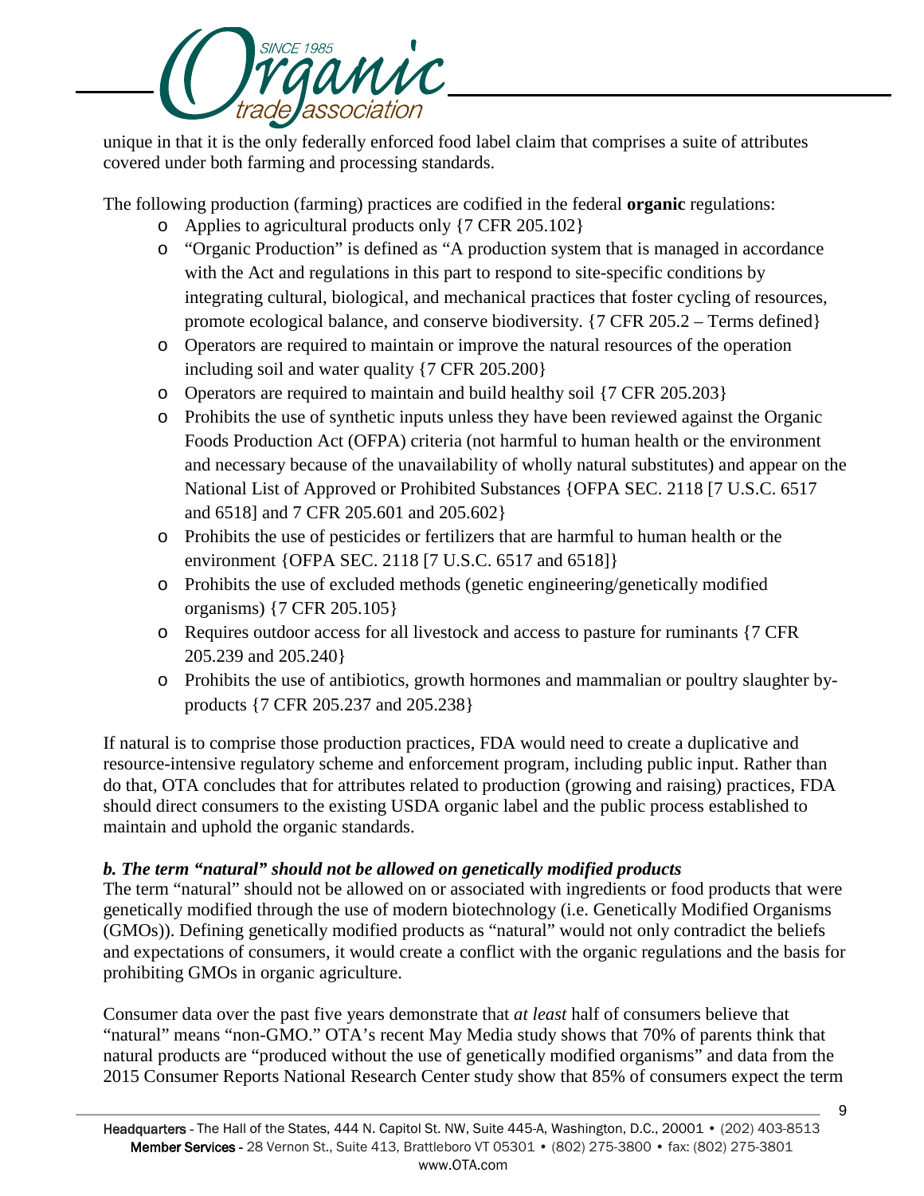unique in that it is the only federally enforced food label claim that comprises a suite of attributes covered under both farming and processing standards.

The following production (farming) practices are codified in the federal **organic** regulations:

- Applies to agricultural products only {7 CFR 205.102}
- "Organic Production" is defined as "A production system that is managed in accordance with the Act and regulations in this part to respond to site-specific conditions by integrating cultural, biological, and mechanical practices that foster cycling of resources, promote ecological balance, and conserve biodiversity. {7 CFR 205.2 – Terms defined}
- Operators are required to maintain or improve the natural resources of the operation including soil and water quality {7 CFR 205.200}
- Operators are required to maintain and build healthy soil {7 CFR 205.203}
- Prohibits the use of synthetic inputs unless they have been reviewed against the Organic Foods Production Act (OFPA) criteria (not harmful to human health or the environment and necessary because of the unavailability of wholly natural substitutes) and appear on the National List of Approved or Prohibited Substances {OFPA SEC. 2118 [7 U.S.C. 6517 and 6518] and 7 CFR 205.601 and 205.602}
- Prohibits the use of pesticides or fertilizers that are harmful to human health or the environment {OFPA SEC. 2118 [7 U.S.C. 6517 and 6518]}
- Prohibits the use of excluded methods (genetic engineering/genetically modified organisms) {7 CFR 205.105}
- Requires outdoor access for all livestock and access to pasture for ruminants {7 CFR 205.239 and 205.240}
- Prohibits the use of antibiotics, growth hormones and mammalian or poultry slaughter by-products {7 CFR 205.237 and 205.238}

If natural is to comprise those production practices, FDA would need to create a duplicative and resource-intensive regulatory scheme and enforcement program, including public input. Rather than do that, OTA concludes that for attributes related to production (growing and raising) practices, FDA should direct consumers to the existing USDA organic label and the public process established to maintain and uphold the organic standards.

***b. The term "natural" should not be allowed on genetically modified products***

The term "natural" should not be allowed on or associated with ingredients or food products that were genetically modified through the use of modern biotechnology (i.e. Genetically Modified Organisms (GMOs)). Defining genetically modified products as "natural" would not only contradict the beliefs and expectations of consumers, it would create a conflict with the organic regulations and the basis for prohibiting GMOs in organic agriculture.

Consumer data over the past five years demonstrate that *at least* half of consumers believe that "natural" means "non-GMO." OTA's recent May Media study shows that 70% of parents think that natural products are "produced without the use of genetically modified organisms" and data from the 2015 Consumer Reports National Research Center study show that 85% of consumers expect the term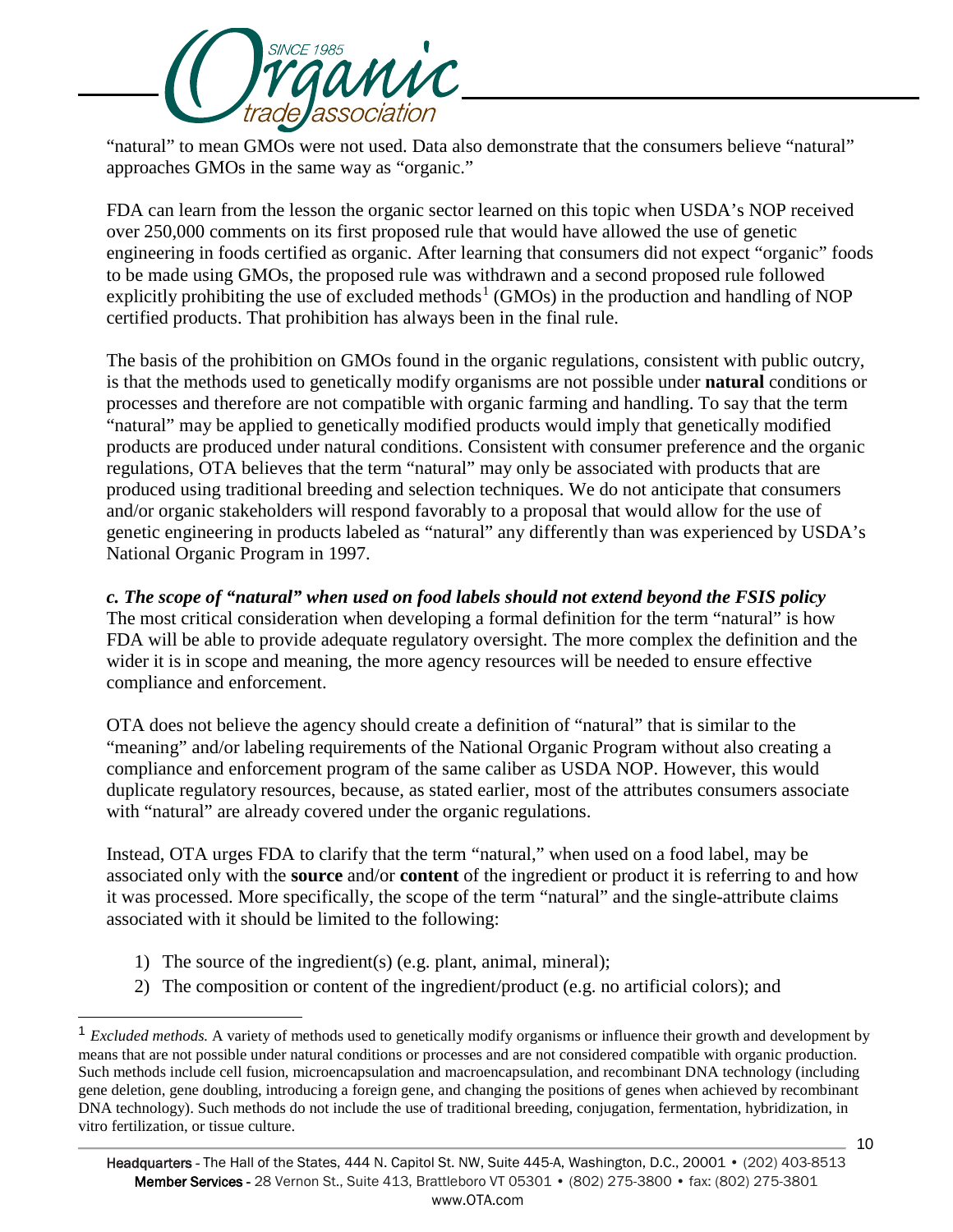"natural" to mean GMOs were not used. Data also demonstrate that the consumers believe "natural" approaches GMOs in the same way as "organic."

FDA can learn from the lesson the organic sector learned on this topic when USDA's NOP received over 250,000 comments on its first proposed rule that would have allowed the use of genetic engineering in foods certified as organic. After learning that consumers did not expect "organic" foods to be made using GMOs, the proposed rule was withdrawn and a second proposed rule followed explicitly prohibiting the use of excluded methods[1] (GMOs) in the production and handling of NOP certified products. That prohibition has always been in the final rule.

The basis of the prohibition on GMOs found in the organic regulations, consistent with public outcry, is that the methods used to genetically modify organisms are not possible under **natural** conditions or processes and therefore are not compatible with organic farming and handling. To say that the term "natural" may be applied to genetically modified products would imply that genetically modified products are produced under natural conditions. Consistent with consumer preference and the organic regulations, OTA believes that the term "natural" may only be associated with products that are produced using traditional breeding and selection techniques. We do not anticipate that consumers and/or organic stakeholders will respond favorably to a proposal that would allow for the use of genetic engineering in products labeled as "natural" any differently than was experienced by USDA's National Organic Program in 1997.

***c. The scope of "natural" when used on food labels should not extend beyond the FSIS policy***

The most critical consideration when developing a formal definition for the term "natural" is how FDA will be able to provide adequate regulatory oversight. The more complex the definition and the wider it is in scope and meaning, the more agency resources will be needed to ensure effective compliance and enforcement.

OTA does not believe the agency should create a definition of "natural" that is similar to the "meaning" and/or labeling requirements of the National Organic Program without also creating a compliance and enforcement program of the same caliber as USDA NOP. However, this would duplicate regulatory resources, because, as stated earlier, most of the attributes consumers associate with "natural" are already covered under the organic regulations.

Instead, OTA urges FDA to clarify that the term "natural," when used on a food label, may be associated only with the **source** and/or **content** of the ingredient or product it is referring to and how it was processed. More specifically, the scope of the term "natural" and the single-attribute claims associated with it should be limited to the following:

1) The source of the ingredient(s) (e.g. plant, animal, mineral);
2) The composition or content of the ingredient/product (e.g. no artificial colors); and

---

[1] *Excluded methods.* A variety of methods used to genetically modify organisms or influence their growth and development by means that are not possible under natural conditions or processes and are not considered compatible with organic production. Such methods include cell fusion, microencapsulation and macroencapsulation, and recombinant DNA technology (including gene deletion, gene doubling, introducing a foreign gene, and changing the positions of genes when achieved by recombinant DNA technology). Such methods do not include the use of traditional breeding, conjugation, fermentation, hybridization, in vitro fertilization, or tissue culture.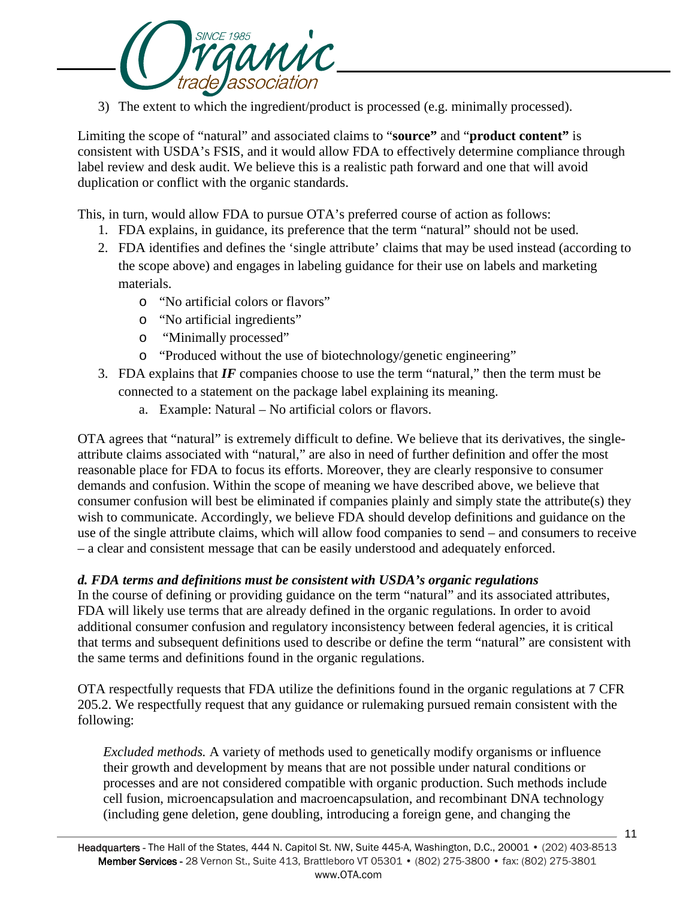3) The extent to which the ingredient/product is processed (e.g. minimally processed).

Limiting the scope of "natural" and associated claims to "**source**" and "**product content**" is consistent with USDA's FSIS, and it would allow FDA to effectively determine compliance through label review and desk audit. We believe this is a realistic path forward and one that will avoid duplication or conflict with the organic standards.

This, in turn, would allow FDA to pursue OTA's preferred course of action as follows:

1. FDA explains, in guidance, its preference that the term "natural" should not be used.
2. FDA identifies and defines the 'single attribute' claims that may be used instead (according to the scope above) and engages in labeling guidance for their use on labels and marketing materials.
   - "No artificial colors or flavors"
   - "No artificial ingredients"
   - "Minimally processed"
   - "Produced without the use of biotechnology/genetic engineering"
3. FDA explains that ***IF*** companies choose to use the term "natural," then the term must be connected to a statement on the package label explaining its meaning.
   a. Example: Natural – No artificial colors or flavors.

OTA agrees that "natural" is extremely difficult to define. We believe that its derivatives, the single-attribute claims associated with "natural," are also in need of further definition and offer the most reasonable place for FDA to focus its efforts. Moreover, they are clearly responsive to consumer demands and confusion. Within the scope of meaning we have described above, we believe that consumer confusion will best be eliminated if companies plainly and simply state the attribute(s) they wish to communicate. Accordingly, we believe FDA should develop definitions and guidance on the use of the single attribute claims, which will allow food companies to send – and consumers to receive – a clear and consistent message that can be easily understood and adequately enforced.

### *d. FDA terms and definitions must be consistent with USDA's organic regulations*

In the course of defining or providing guidance on the term "natural" and its associated attributes, FDA will likely use terms that are already defined in the organic regulations. In order to avoid additional consumer confusion and regulatory inconsistency between federal agencies, it is critical that terms and subsequent definitions used to describe or define the term "natural" are consistent with the same terms and definitions found in the organic regulations.

OTA respectfully requests that FDA utilize the definitions found in the organic regulations at 7 CFR 205.2. We respectfully request that any guidance or rulemaking pursued remain consistent with the following:

> *Excluded methods.* A variety of methods used to genetically modify organisms or influence their growth and development by means that are not possible under natural conditions or processes and are not considered compatible with organic production. Such methods include cell fusion, microencapsulation and macroencapsulation, and recombinant DNA technology (including gene deletion, gene doubling, introducing a foreign gene, and changing the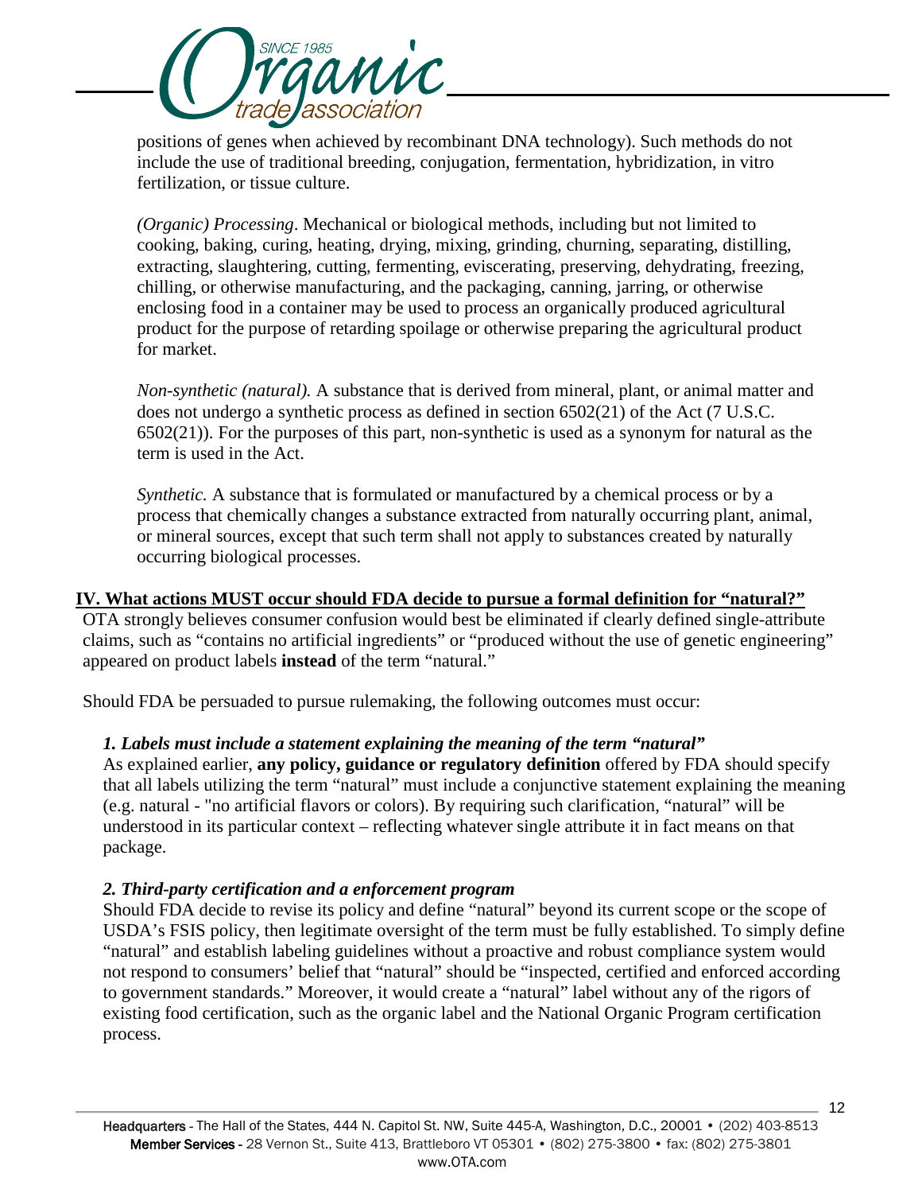positions of genes when achieved by recombinant DNA technology). Such methods do not include the use of traditional breeding, conjugation, fermentation, hybridization, in vitro fertilization, or tissue culture.

*(Organic) Processing*. Mechanical or biological methods, including but not limited to cooking, baking, curing, heating, drying, mixing, grinding, churning, separating, distilling, extracting, slaughtering, cutting, fermenting, eviscerating, preserving, dehydrating, freezing, chilling, or otherwise manufacturing, and the packaging, canning, jarring, or otherwise enclosing food in a container may be used to process an organically produced agricultural product for the purpose of retarding spoilage or otherwise preparing the agricultural product for market.

*Non-synthetic (natural).* A substance that is derived from mineral, plant, or animal matter and does not undergo a synthetic process as defined in section 6502(21) of the Act (7 U.S.C. 6502(21)). For the purposes of this part, non-synthetic is used as a synonym for natural as the term is used in the Act.

*Synthetic.* A substance that is formulated or manufactured by a chemical process or by a process that chemically changes a substance extracted from naturally occurring plant, animal, or mineral sources, except that such term shall not apply to substances created by naturally occurring biological processes.

## IV. What actions MUST occur should FDA decide to pursue a formal definition for "natural?"

OTA strongly believes consumer confusion would best be eliminated if clearly defined single-attribute claims, such as "contains no artificial ingredients" or "produced without the use of genetic engineering" appeared on product labels **instead** of the term "natural."

Should FDA be persuaded to pursue rulemaking, the following outcomes must occur:

### *1. Labels must include a statement explaining the meaning of the term "natural"*

As explained earlier, **any policy, guidance or regulatory definition** offered by FDA should specify that all labels utilizing the term "natural" must include a conjunctive statement explaining the meaning (e.g. natural - "no artificial flavors or colors). By requiring such clarification, "natural" will be understood in its particular context – reflecting whatever single attribute it in fact means on that package.

### *2. Third-party certification and a enforcement program*

Should FDA decide to revise its policy and define "natural" beyond its current scope or the scope of USDA's FSIS policy, then legitimate oversight of the term must be fully established. To simply define "natural" and establish labeling guidelines without a proactive and robust compliance system would not respond to consumers' belief that "natural" should be "inspected, certified and enforced according to government standards." Moreover, it would create a "natural" label without any of the rigors of existing food certification, such as the organic label and the National Organic Program certification process.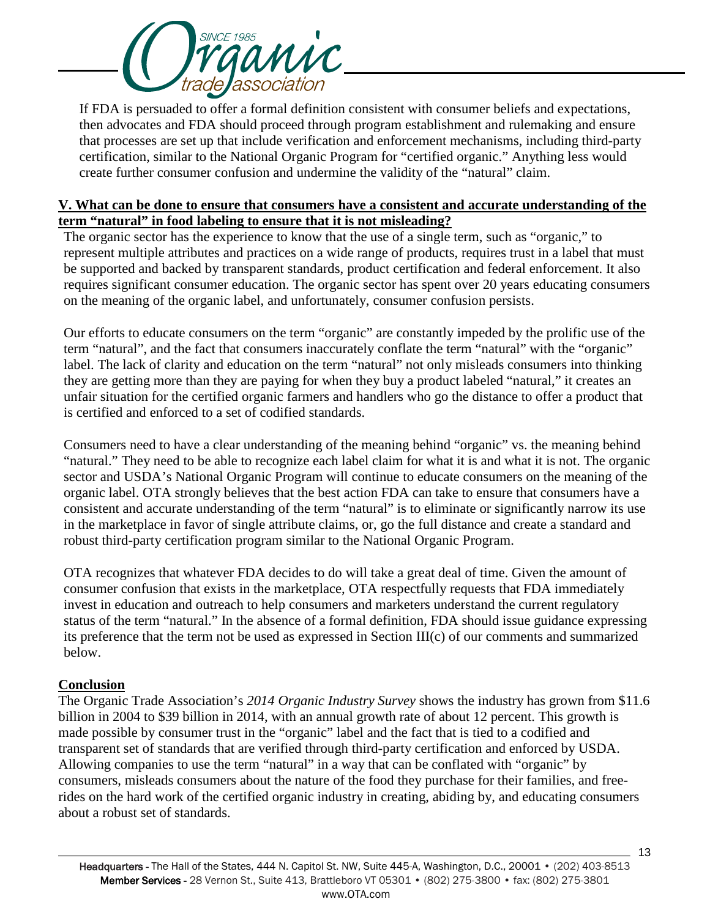If FDA is persuaded to offer a formal definition consistent with consumer beliefs and expectations, then advocates and FDA should proceed through program establishment and rulemaking and ensure that processes are set up that include verification and enforcement mechanisms, including third-party certification, similar to the National Organic Program for "certified organic." Anything less would create further consumer confusion and undermine the validity of the "natural" claim.

## V. What can be done to ensure that consumers have a consistent and accurate understanding of the term "natural" in food labeling to ensure that it is not misleading?

The organic sector has the experience to know that the use of a single term, such as "organic," to represent multiple attributes and practices on a wide range of products, requires trust in a label that must be supported and backed by transparent standards, product certification and federal enforcement. It also requires significant consumer education. The organic sector has spent over 20 years educating consumers on the meaning of the organic label, and unfortunately, consumer confusion persists.

Our efforts to educate consumers on the term "organic" are constantly impeded by the prolific use of the term "natural", and the fact that consumers inaccurately conflate the term "natural" with the "organic" label. The lack of clarity and education on the term "natural" not only misleads consumers into thinking they are getting more than they are paying for when they buy a product labeled "natural," it creates an unfair situation for the certified organic farmers and handlers who go the distance to offer a product that is certified and enforced to a set of codified standards.

Consumers need to have a clear understanding of the meaning behind "organic" vs. the meaning behind "natural." They need to be able to recognize each label claim for what it is and what it is not. The organic sector and USDA's National Organic Program will continue to educate consumers on the meaning of the organic label. OTA strongly believes that the best action FDA can take to ensure that consumers have a consistent and accurate understanding of the term "natural" is to eliminate or significantly narrow its use in the marketplace in favor of single attribute claims, or, go the full distance and create a standard and robust third-party certification program similar to the National Organic Program.

OTA recognizes that whatever FDA decides to do will take a great deal of time. Given the amount of consumer confusion that exists in the marketplace, OTA respectfully requests that FDA immediately invest in education and outreach to help consumers and marketers understand the current regulatory status of the term "natural." In the absence of a formal definition, FDA should issue guidance expressing its preference that the term not be used as expressed in Section III(c) of our comments and summarized below.

## Conclusion

The Organic Trade Association's *2014 Organic Industry Survey* shows the industry has grown from $11.6 billion in 2004 to $39 billion in 2014, with an annual growth rate of about 12 percent. This growth is made possible by consumer trust in the "organic" label and the fact that is tied to a codified and transparent set of standards that are verified through third-party certification and enforced by USDA. Allowing companies to use the term "natural" in a way that can be conflated with "organic" by consumers, misleads consumers about the nature of the food they purchase for their families, and free-rides on the hard work of the certified organic industry in creating, abiding by, and educating consumers about a robust set of standards.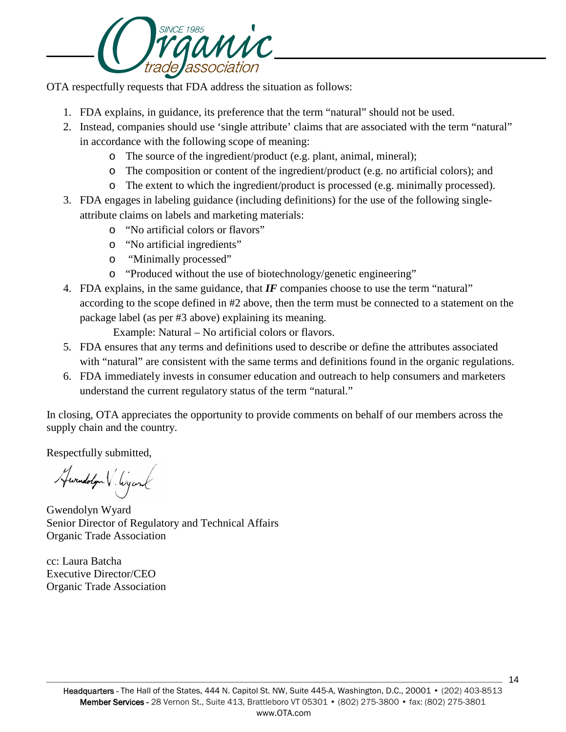OTA respectfully requests that FDA address the situation as follows:

1. FDA explains, in guidance, its preference that the term "natural" should not be used.
2. Instead, companies should use 'single attribute' claims that are associated with the term "natural" in accordance with the following scope of meaning:
   - The source of the ingredient/product (e.g. plant, animal, mineral);
   - The composition or content of the ingredient/product (e.g. no artificial colors); and
   - The extent to which the ingredient/product is processed (e.g. minimally processed).
3. FDA engages in labeling guidance (including definitions) for the use of the following single-attribute claims on labels and marketing materials:
   - "No artificial colors or flavors"
   - "No artificial ingredients"
   - "Minimally processed"
   - "Produced without the use of biotechnology/genetic engineering"
4. FDA explains, in the same guidance, that ***IF*** companies choose to use the term "natural" according to the scope defined in #2 above, then the term must be connected to a statement on the package label (as per #3 above) explaining its meaning.

   Example: Natural – No artificial colors or flavors.
5. FDA ensures that any terms and definitions used to describe or define the attributes associated with "natural" are consistent with the same terms and definitions found in the organic regulations.
6. FDA immediately invests in consumer education and outreach to help consumers and marketers understand the current regulatory status of the term "natural."

In closing, OTA appreciates the opportunity to provide comments on behalf of our members across the supply chain and the country.

Respectfully submitted,

Gwendolyn Wyard
Senior Director of Regulatory and Technical Affairs
Organic Trade Association

cc: Laura Batcha
Executive Director/CEO
Organic Trade Association